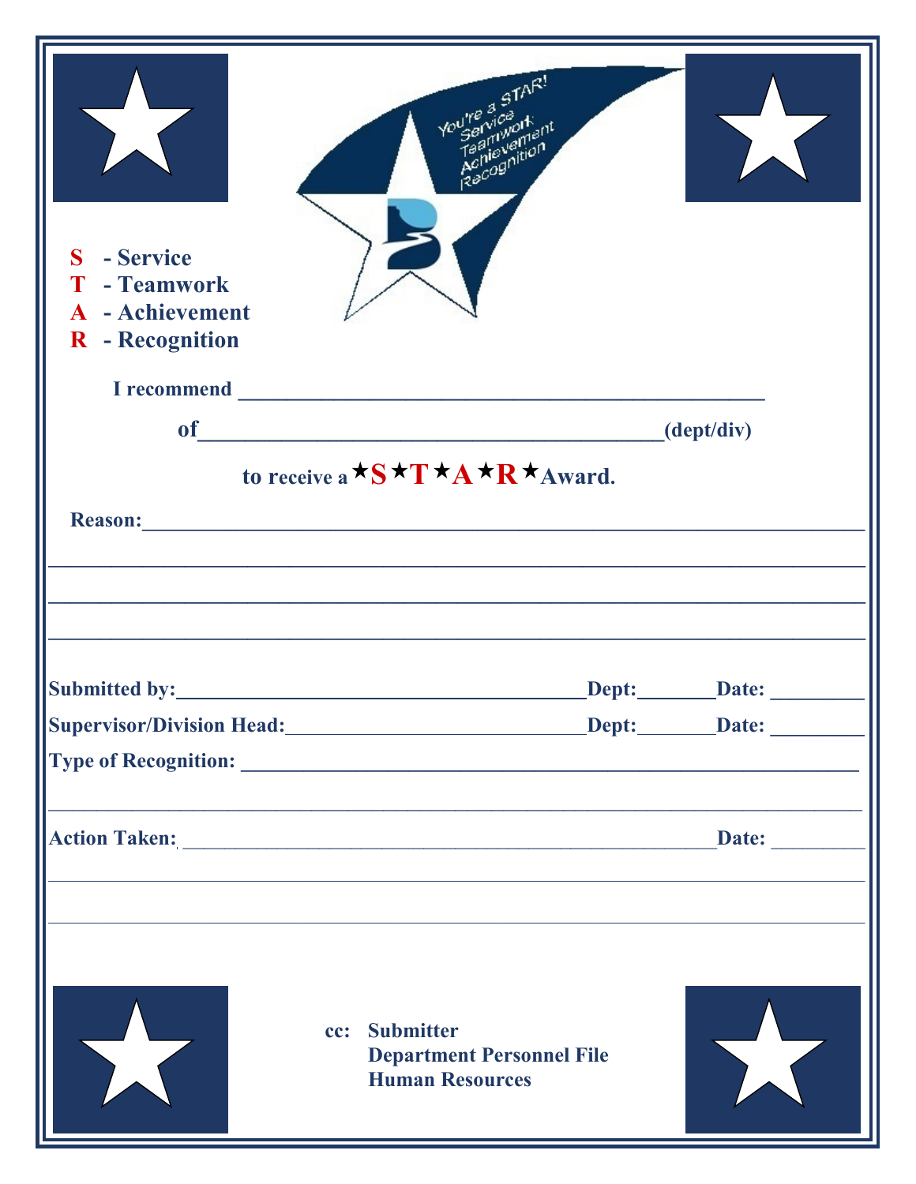You're a STAR!
Service
Teamwork
Achievement
Recognition

**S - Service**
**T - Teamwork**
**A - Achievement**
**R - Recognition**

**I recommend** ______________________________________________

**of**__________________________________________**(dept/div)**

**to receive a ★S★T★A★R★Award.**

**Reason:**_______________________________________________________________

_________________________________________________________________________

_________________________________________________________________________

_________________________________________________________________________

**Submitted by:**____________________________________**Dept:**_______**Date:** ________

**Supervisor/Division Head:**___________________________**Dept:**_______**Date:** ________

**Type of Recognition:** ______________________________________________________

_________________________________________________________________________

**Action Taken:** _______________________________________________**Date:** ________

_________________________________________________________________________

_________________________________________________________________________

**cc: Submitter**
**Department Personnel File**
**Human Resources**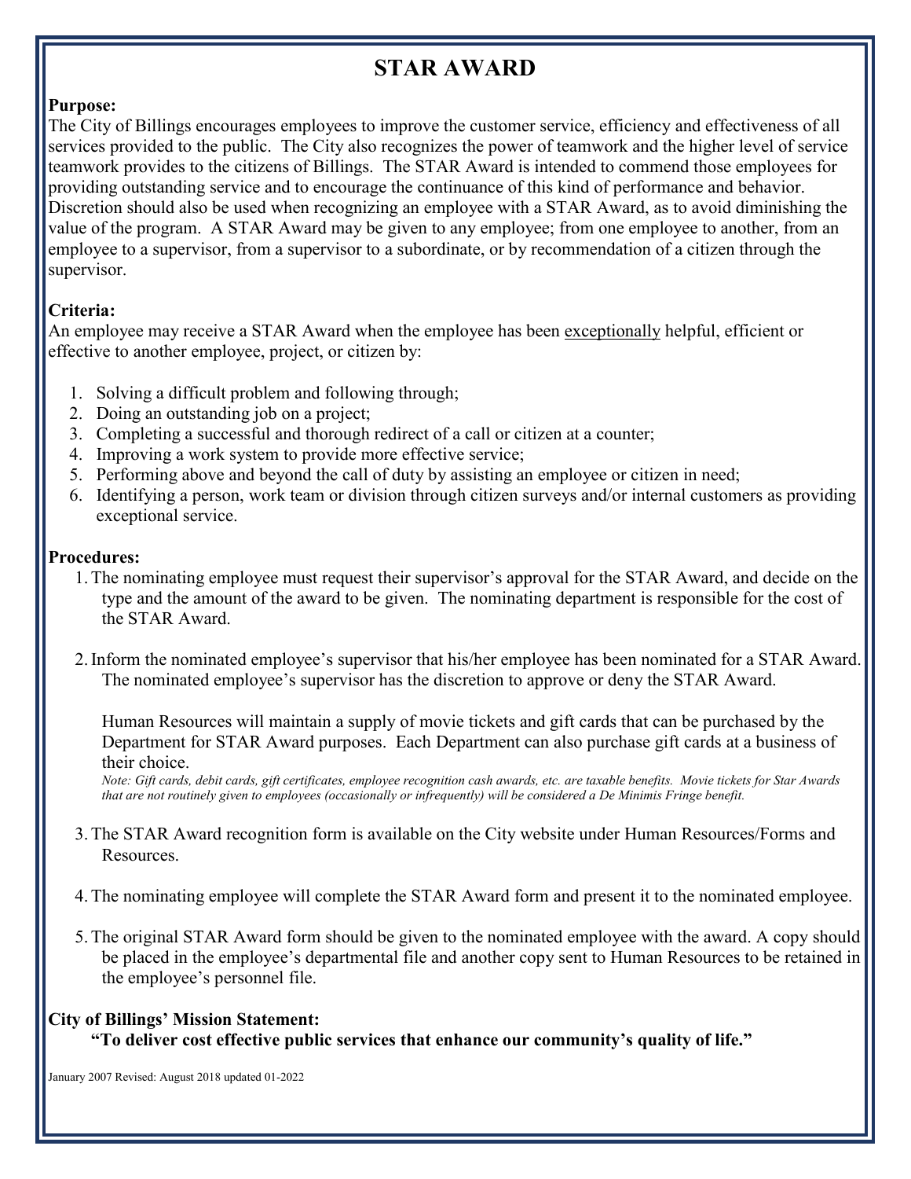# STAR AWARD

**Purpose:**

The City of Billings encourages employees to improve the customer service, efficiency and effectiveness of all services provided to the public. The City also recognizes the power of teamwork and the higher level of service teamwork provides to the citizens of Billings. The STAR Award is intended to commend those employees for providing outstanding service and to encourage the continuance of this kind of performance and behavior. Discretion should also be used when recognizing an employee with a STAR Award, as to avoid diminishing the value of the program. A STAR Award may be given to any employee; from one employee to another, from an employee to a supervisor, from a supervisor to a subordinate, or by recommendation of a citizen through the supervisor.

**Criteria:**

An employee may receive a STAR Award when the employee has been <u>exceptionally</u> helpful, efficient or effective to another employee, project, or citizen by:

1. Solving a difficult problem and following through;
2. Doing an outstanding job on a project;
3. Completing a successful and thorough redirect of a call or citizen at a counter;
4. Improving a work system to provide more effective service;
5. Performing above and beyond the call of duty by assisting an employee or citizen in need;
6. Identifying a person, work team or division through citizen surveys and/or internal customers as providing exceptional service.

**Procedures:**

1. The nominating employee must request their supervisor's approval for the STAR Award, and decide on the type and the amount of the award to be given. The nominating department is responsible for the cost of the STAR Award.

2. Inform the nominated employee's supervisor that his/her employee has been nominated for a STAR Award. The nominated employee's supervisor has the discretion to approve or deny the STAR Award.

   Human Resources will maintain a supply of movie tickets and gift cards that can be purchased by the Department for STAR Award purposes. Each Department can also purchase gift cards at a business of their choice.

   *Note: Gift cards, debit cards, gift certificates, employee recognition cash awards, etc. are taxable benefits. Movie tickets for Star Awards that are not routinely given to employees (occasionally or infrequently) will be considered a De Minimis Fringe benefit.*

3. The STAR Award recognition form is available on the City website under Human Resources/Forms and Resources.

4. The nominating employee will complete the STAR Award form and present it to the nominated employee.

5. The original STAR Award form should be given to the nominated employee with the award. A copy should be placed in the employee's departmental file and another copy sent to Human Resources to be retained in the employee's personnel file.

**City of Billings' Mission Statement:**

**"To deliver cost effective public services that enhance our community's quality of life."**

January 2007 Revised: August 2018 updated 01-2022